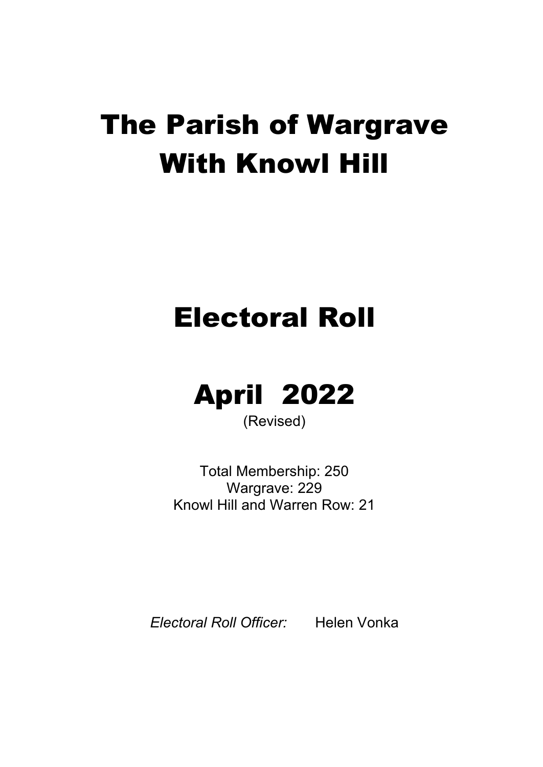# The Parish of Wargrave With Knowl Hill

# Electoral Roll

# April 2022

(Revised)

Total Membership: 250
Wargrave: 229
Knowl Hill and Warren Row: 21

*Electoral Roll Officer:* Helen Vonka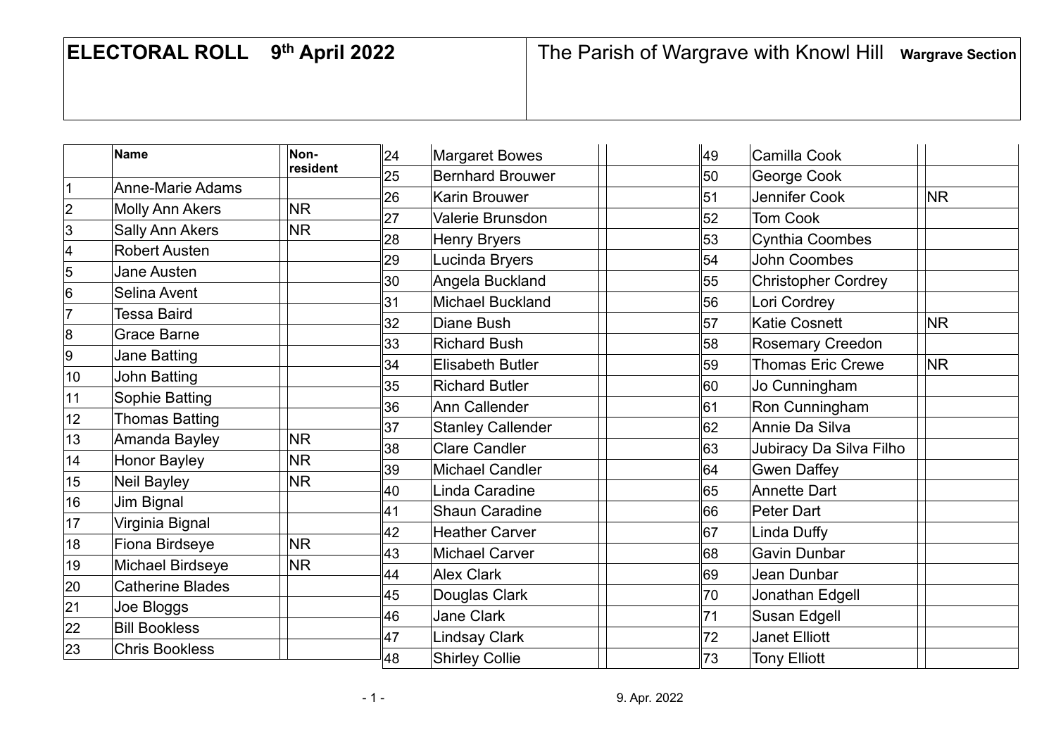# ELECTORAL ROLL 9th April 2022

The Parish of Wargrave with Knowl Hill **Wargrave Section**

| | Name | Non-resident |
|---|---|---|
| 1 | Anne-Marie Adams | |
| 2 | Molly Ann Akers | NR |
| 3 | Sally Ann Akers | NR |
| 4 | Robert Austen | |
| 5 | Jane Austen | |
| 6 | Selina Avent | |
| 7 | Tessa Baird | |
| 8 | Grace Barne | |
| 9 | Jane Batting | |
| 10 | John Batting | |
| 11 | Sophie Batting | |
| 12 | Thomas Batting | |
| 13 | Amanda Bayley | NR |
| 14 | Honor Bayley | NR |
| 15 | Neil Bayley | NR |
| 16 | Jim Bignal | |
| 17 | Virginia Bignal | |
| 18 | Fiona Birdseye | NR |
| 19 | Michael Birdseye | NR |
| 20 | Catherine Blades | |
| 21 | Joe Bloggs | |
| 22 | Bill Bookless | |
| 23 | Chris Bookless | |
| 24 | Margaret Bowes | |
| 25 | Bernhard Brouwer | |
| 26 | Karin Brouwer | |
| 27 | Valerie Brunsdon | |
| 28 | Henry Bryers | |
| 29 | Lucinda Bryers | |
| 30 | Angela Buckland | |
| 31 | Michael Buckland | |
| 32 | Diane Bush | |
| 33 | Richard Bush | |
| 34 | Elisabeth Butler | |
| 35 | Richard Butler | |
| 36 | Ann Callender | |
| 37 | Stanley Callender | |
| 38 | Clare Candler | |
| 39 | Michael Candler | |
| 40 | Linda Caradine | |
| 41 | Shaun Caradine | |
| 42 | Heather Carver | |
| 43 | Michael Carver | |
| 44 | Alex Clark | |
| 45 | Douglas Clark | |
| 46 | Jane Clark | |
| 47 | Lindsay Clark | |
| 48 | Shirley Collie | |
| 49 | Camilla Cook | |
| 50 | George Cook | |
| 51 | Jennifer Cook | NR |
| 52 | Tom Cook | |
| 53 | Cynthia Coombes | |
| 54 | John Coombes | |
| 55 | Christopher Cordrey | |
| 56 | Lori Cordrey | |
| 57 | Katie Cosnett | NR |
| 58 | Rosemary Creedon | |
| 59 | Thomas Eric Crewe | NR |
| 60 | Jo Cunningham | |
| 61 | Ron Cunningham | |
| 62 | Annie Da Silva | |
| 63 | Jubiracy Da Silva Filho | |
| 64 | Gwen Daffey | |
| 65 | Annette Dart | |
| 66 | Peter Dart | |
| 67 | Linda Duffy | |
| 68 | Gavin Dunbar | |
| 69 | Jean Dunbar | |
| 70 | Jonathan Edgell | |
| 71 | Susan Edgell | |
| 72 | Janet Elliott | |
| 73 | Tony Elliott | |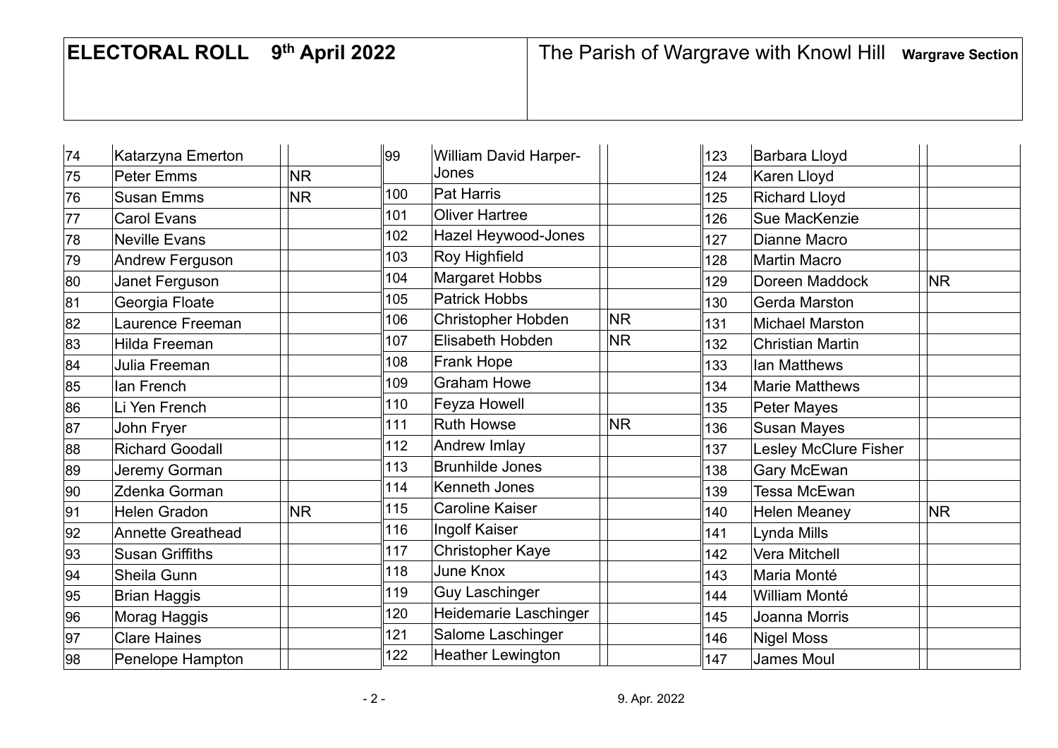**ELECTORAL ROLL 9th April 2022**

The Parish of Wargrave with Knowl Hill **Wargrave Section**

| No. | Name | | |
|---|---|---|---|
| 74 | Katarzyna Emerton | | |
| 75 | Peter Emms | | NR |
| 76 | Susan Emms | | NR |
| 77 | Carol Evans | | |
| 78 | Neville Evans | | |
| 79 | Andrew Ferguson | | |
| 80 | Janet Ferguson | | |
| 81 | Georgia Floate | | |
| 82 | Laurence Freeman | | |
| 83 | Hilda Freeman | | |
| 84 | Julia Freeman | | |
| 85 | Ian French | | |
| 86 | Li Yen French | | |
| 87 | John Fryer | | |
| 88 | Richard Goodall | | |
| 89 | Jeremy Gorman | | |
| 90 | Zdenka Gorman | | |
| 91 | Helen Gradon | | NR |
| 92 | Annette Greathead | | |
| 93 | Susan Griffiths | | |
| 94 | Sheila Gunn | | |
| 95 | Brian Haggis | | |
| 96 | Morag Haggis | | |
| 97 | Clare Haines | | |
| 98 | Penelope Hampton | | |
| 99 | William David Harper-Jones | | |
| 100 | Pat Harris | | |
| 101 | Oliver Hartree | | |
| 102 | Hazel Heywood-Jones | | |
| 103 | Roy Highfield | | |
| 104 | Margaret Hobbs | | |
| 105 | Patrick Hobbs | | |
| 106 | Christopher Hobden | | NR |
| 107 | Elisabeth Hobden | | NR |
| 108 | Frank Hope | | |
| 109 | Graham Howe | | |
| 110 | Feyza Howell | | |
| 111 | Ruth Howse | | NR |
| 112 | Andrew Imlay | | |
| 113 | Brunhilde Jones | | |
| 114 | Kenneth Jones | | |
| 115 | Caroline Kaiser | | |
| 116 | Ingolf Kaiser | | |
| 117 | Christopher Kaye | | |
| 118 | June Knox | | |
| 119 | Guy Laschinger | | |
| 120 | Heidemarie Laschinger | | |
| 121 | Salome Laschinger | | |
| 122 | Heather Lewington | | |
| 123 | Barbara Lloyd | | |
| 124 | Karen Lloyd | | |
| 125 | Richard Lloyd | | |
| 126 | Sue MacKenzie | | |
| 127 | Dianne Macro | | |
| 128 | Martin Macro | | |
| 129 | Doreen Maddock | | NR |
| 130 | Gerda Marston | | |
| 131 | Michael Marston | | |
| 132 | Christian Martin | | |
| 133 | Ian Matthews | | |
| 134 | Marie Matthews | | |
| 135 | Peter Mayes | | |
| 136 | Susan Mayes | | |
| 137 | Lesley McClure Fisher | | |
| 138 | Gary McEwan | | |
| 139 | Tessa McEwan | | |
| 140 | Helen Meaney | | NR |
| 141 | Lynda Mills | | |
| 142 | Vera Mitchell | | |
| 143 | Maria Monté | | |
| 144 | William Monté | | |
| 145 | Joanna Morris | | |
| 146 | Nigel Moss | | |
| 147 | James Moul | | |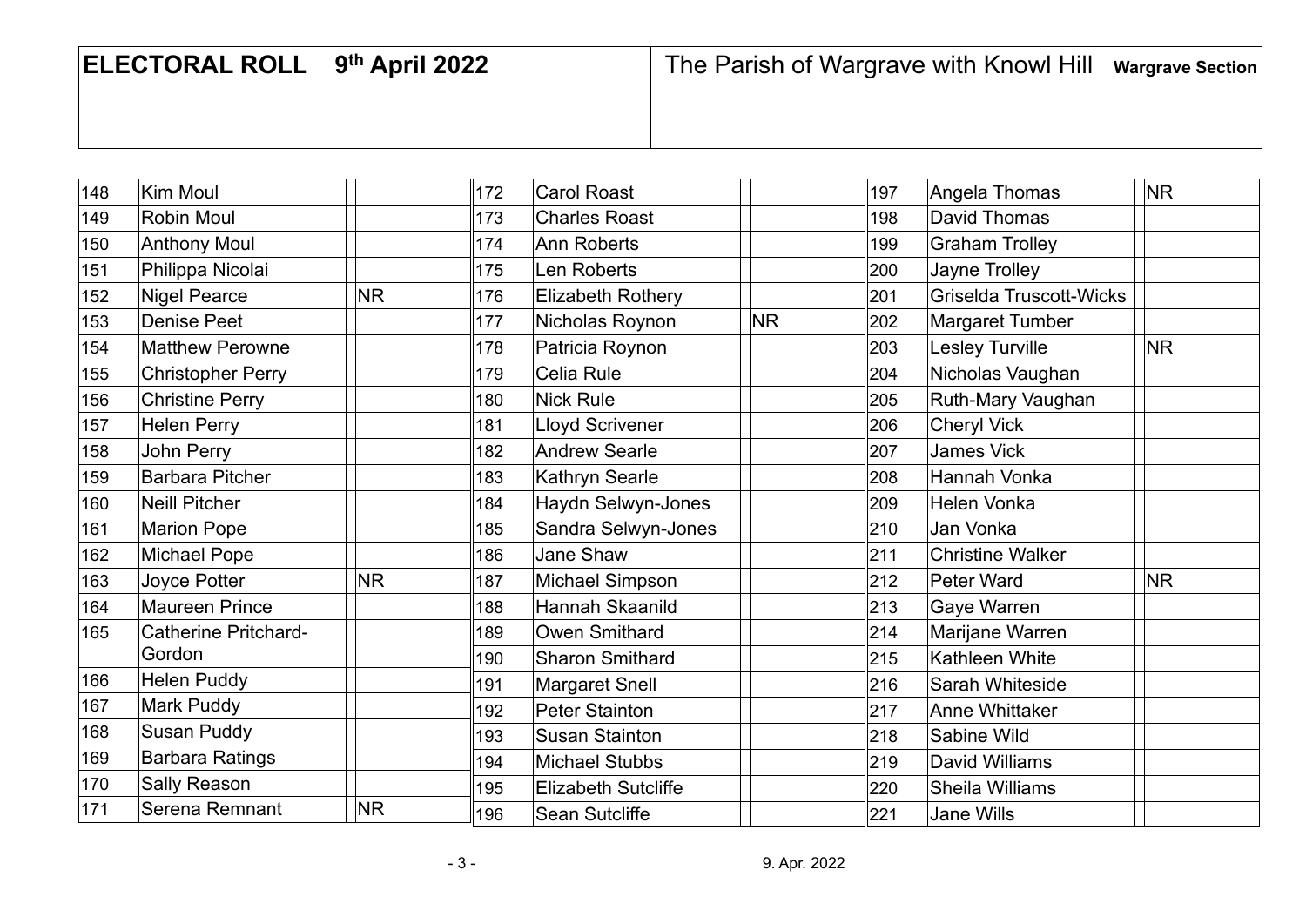# ELECTORAL ROLL 9th April 2022

The Parish of Wargrave with Knowl Hill **Wargrave Section**

| No. | Name | | |
|---|---|---|---|
| 148 | Kim Moul | | |
| 149 | Robin Moul | | |
| 150 | Anthony Moul | | |
| 151 | Philippa Nicolai | | |
| 152 | Nigel Pearce | | NR |
| 153 | Denise Peet | | |
| 154 | Matthew Perowne | | |
| 155 | Christopher Perry | | |
| 156 | Christine Perry | | |
| 157 | Helen Perry | | |
| 158 | John Perry | | |
| 159 | Barbara Pitcher | | |
| 160 | Neill Pitcher | | |
| 161 | Marion Pope | | |
| 162 | Michael Pope | | |
| 163 | Joyce Potter | | NR |
| 164 | Maureen Prince | | |
| 165 | Catherine Pritchard-Gordon | | |
| 166 | Helen Puddy | | |
| 167 | Mark Puddy | | |
| 168 | Susan Puddy | | |
| 169 | Barbara Ratings | | |
| 170 | Sally Reason | | |
| 171 | Serena Remnant | | NR |
| 172 | Carol Roast | | |
| 173 | Charles Roast | | |
| 174 | Ann Roberts | | |
| 175 | Len Roberts | | |
| 176 | Elizabeth Rothery | | |
| 177 | Nicholas Roynon | | NR |
| 178 | Patricia Roynon | | |
| 179 | Celia Rule | | |
| 180 | Nick Rule | | |
| 181 | Lloyd Scrivener | | |
| 182 | Andrew Searle | | |
| 183 | Kathryn Searle | | |
| 184 | Haydn Selwyn-Jones | | |
| 185 | Sandra Selwyn-Jones | | |
| 186 | Jane Shaw | | |
| 187 | Michael Simpson | | |
| 188 | Hannah Skaanild | | |
| 189 | Owen Smithard | | |
| 190 | Sharon Smithard | | |
| 191 | Margaret Snell | | |
| 192 | Peter Stainton | | |
| 193 | Susan Stainton | | |
| 194 | Michael Stubbs | | |
| 195 | Elizabeth Sutcliffe | | |
| 196 | Sean Sutcliffe | | |
| 197 | Angela Thomas | | NR |
| 198 | David Thomas | | |
| 199 | Graham Trolley | | |
| 200 | Jayne Trolley | | |
| 201 | Griselda Truscott-Wicks | | |
| 202 | Margaret Tumber | | |
| 203 | Lesley Turville | | NR |
| 204 | Nicholas Vaughan | | |
| 205 | Ruth-Mary Vaughan | | |
| 206 | Cheryl Vick | | |
| 207 | James Vick | | |
| 208 | Hannah Vonka | | |
| 209 | Helen Vonka | | |
| 210 | Jan Vonka | | |
| 211 | Christine Walker | | |
| 212 | Peter Ward | | NR |
| 213 | Gaye Warren | | |
| 214 | Marijane Warren | | |
| 215 | Kathleen White | | |
| 216 | Sarah Whiteside | | |
| 217 | Anne Whittaker | | |
| 218 | Sabine Wild | | |
| 219 | David Williams | | |
| 220 | Sheila Williams | | |
| 221 | Jane Wills | | |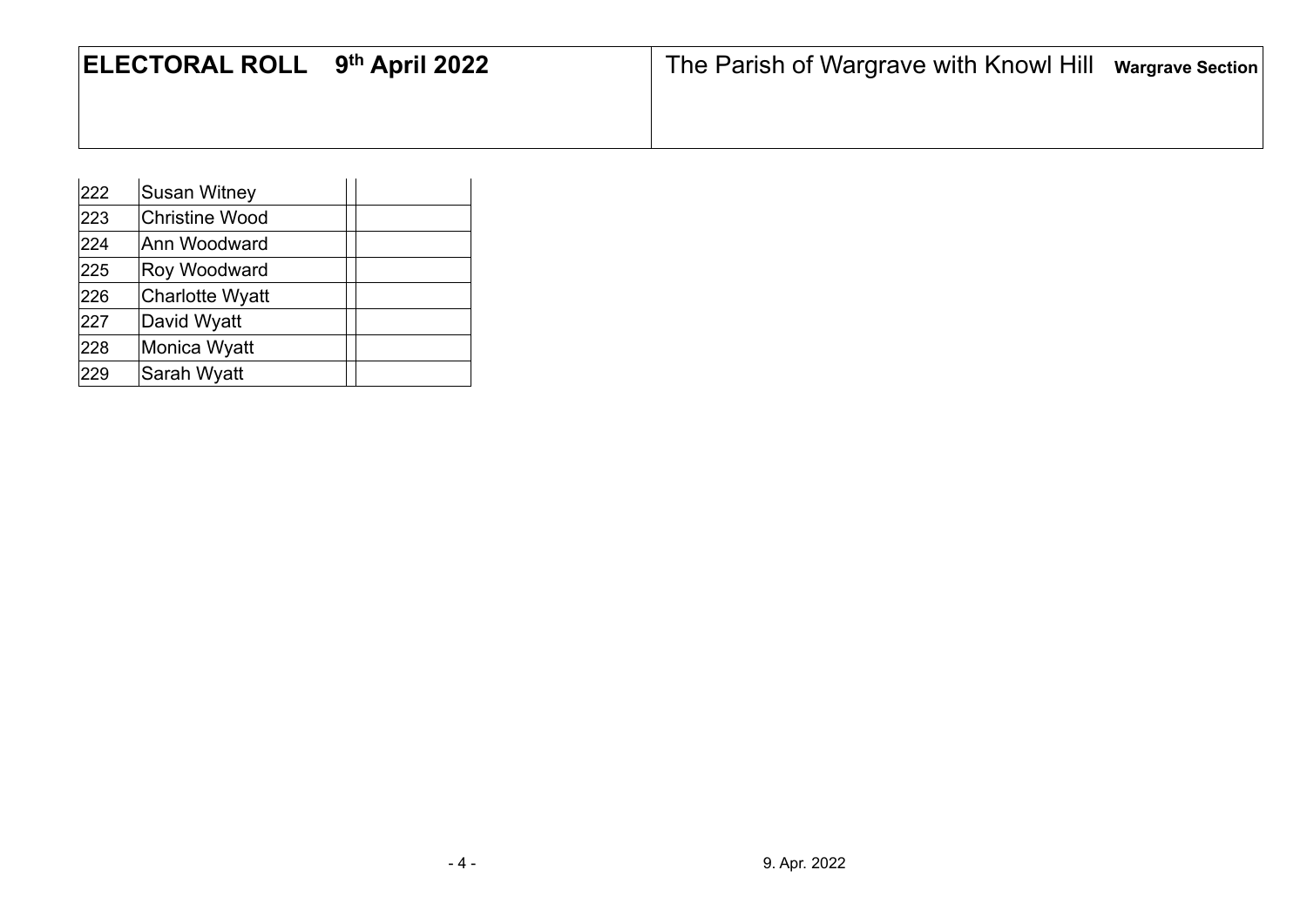| ELECTORAL ROLL 9th April 2022 | The Parish of Wargrave with Knowl Hill **Wargrave Section** |
|---|---|

| | | | |
|---|---|---|---|
| 222 | Susan Witney | | |
| 223 | Christine Wood | | |
| 224 | Ann Woodward | | |
| 225 | Roy Woodward | | |
| 226 | Charlotte Wyatt | | |
| 227 | David Wyatt | | |
| 228 | Monica Wyatt | | |
| 229 | Sarah Wyatt | | |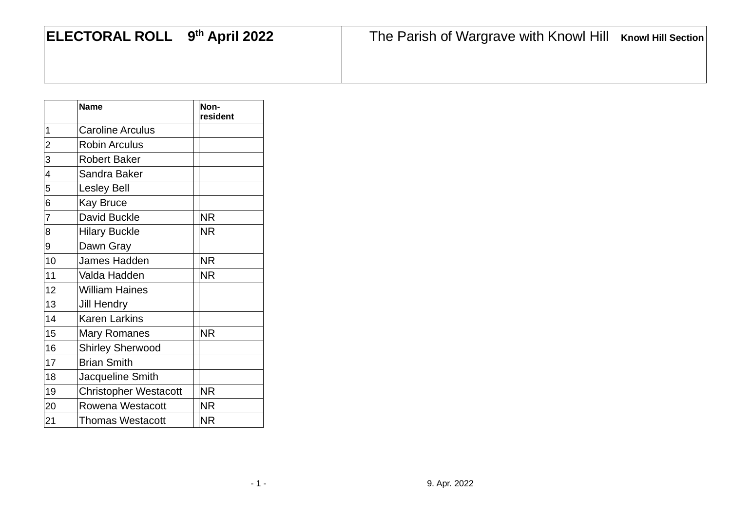| ELECTORAL ROLL 9th April 2022 | The Parish of Wargrave with Knowl Hill **Knowl Hill Section** |
|---|---|

| | Name | | Non-resident |
|---|---|---|---|
| 1 | Caroline Arculus | | |
| 2 | Robin Arculus | | |
| 3 | Robert Baker | | |
| 4 | Sandra Baker | | |
| 5 | Lesley Bell | | |
| 6 | Kay Bruce | | |
| 7 | David Buckle | | NR |
| 8 | Hilary Buckle | | NR |
| 9 | Dawn Gray | | |
| 10 | James Hadden | | NR |
| 11 | Valda Hadden | | NR |
| 12 | William Haines | | |
| 13 | Jill Hendry | | |
| 14 | Karen Larkins | | |
| 15 | Mary Romanes | | NR |
| 16 | Shirley Sherwood | | |
| 17 | Brian Smith | | |
| 18 | Jacqueline Smith | | |
| 19 | Christopher Westacott | | NR |
| 20 | Rowena Westacott | | NR |
| 21 | Thomas Westacott | | NR |

9. Apr. 2022